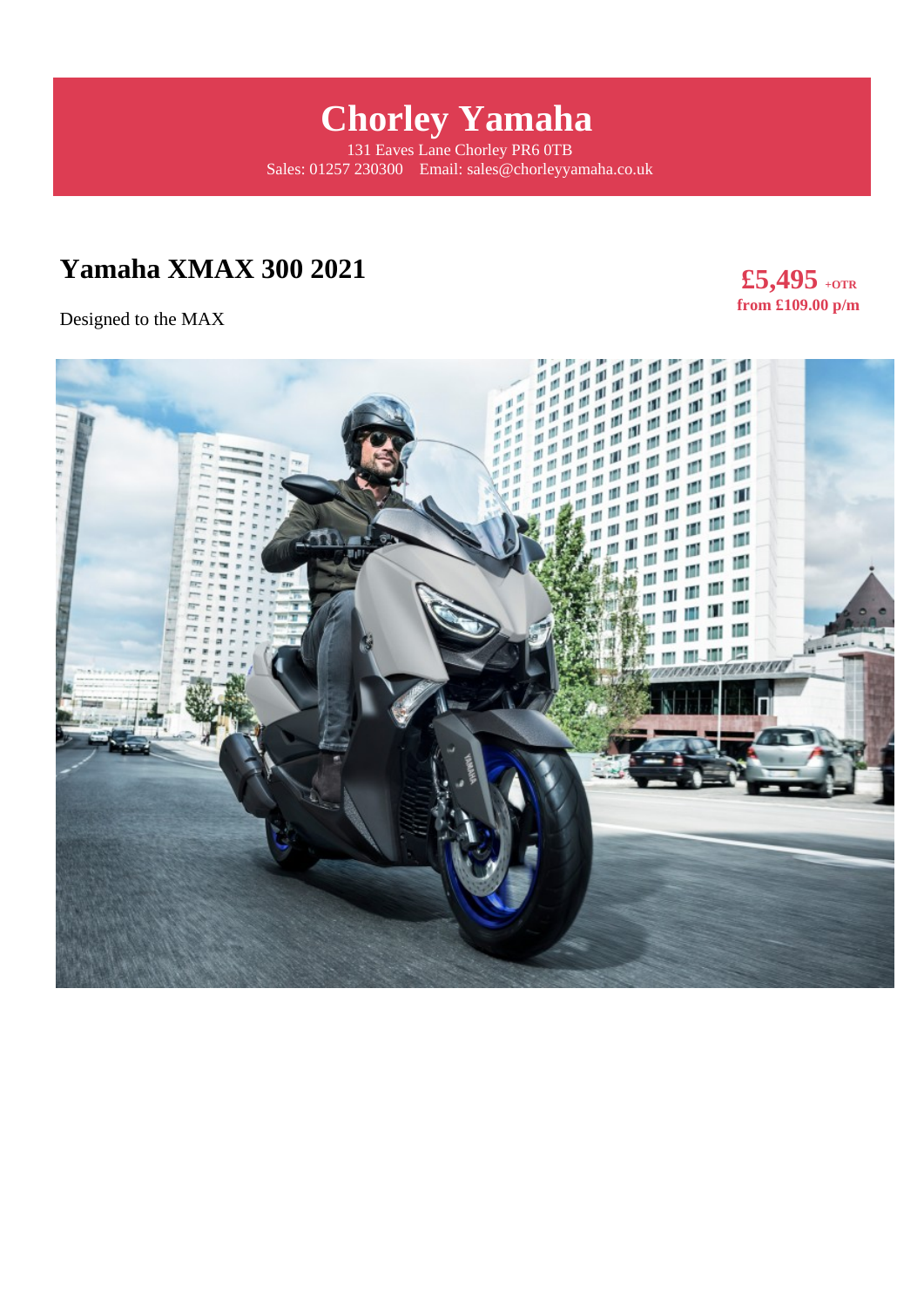# Chorley Yamaha

131 Eaves Lane Chorley PR6 0TB
Sales: 01257 230300 Email: sales@chorleyyamaha.co.uk

## Yamaha XMAX 300 2021

**£5,495** **+OTR**
**from £109.00 p/m**

Designed to the MAX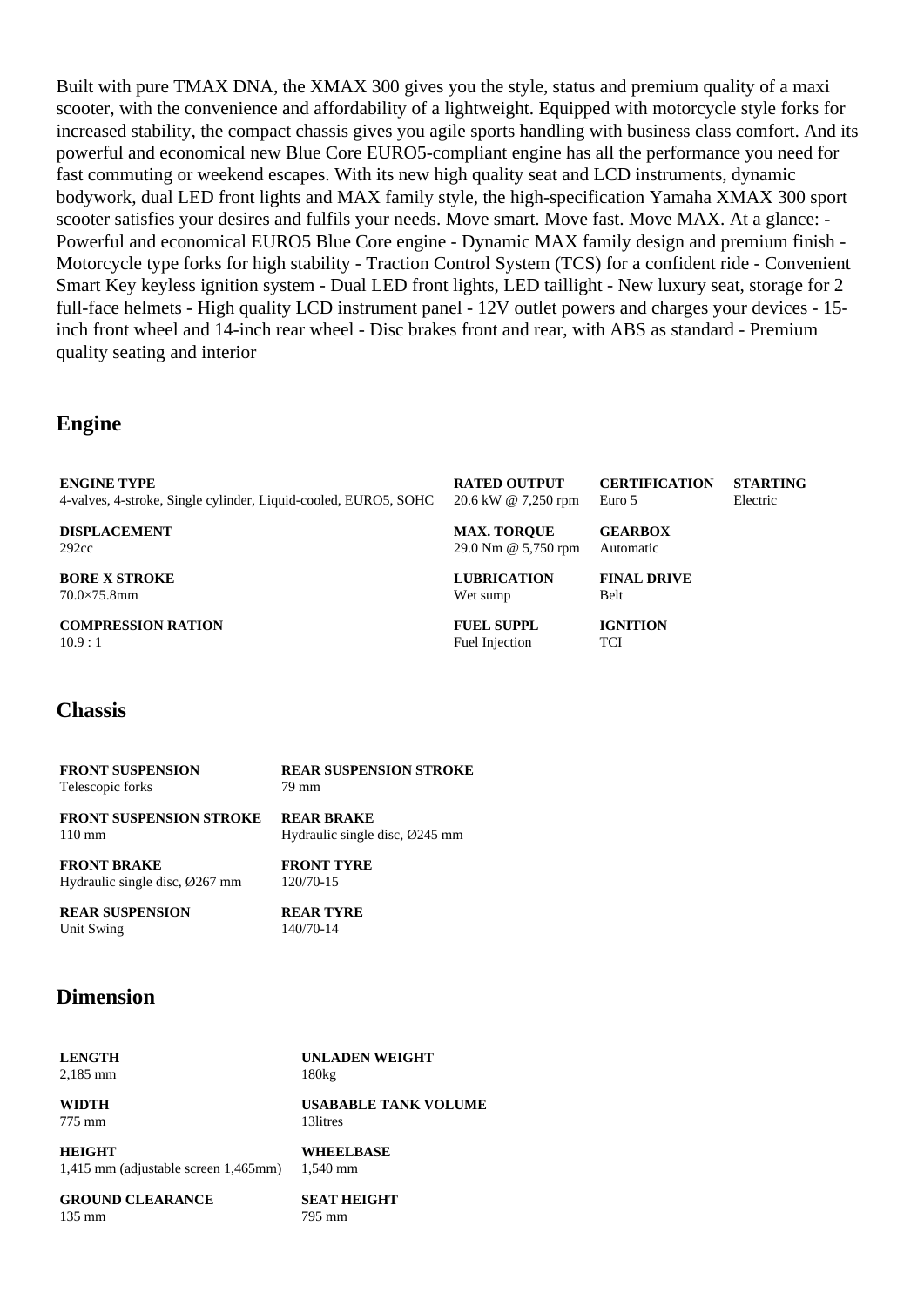Built with pure TMAX DNA, the XMAX 300 gives you the style, status and premium quality of a maxi scooter, with the convenience and affordability of a lightweight. Equipped with motorcycle style forks for increased stability, the compact chassis gives you agile sports handling with business class comfort. And its powerful and economical new Blue Core EURO5-compliant engine has all the performance you need for fast commuting or weekend escapes. With its new high quality seat and LCD instruments, dynamic bodywork, dual LED front lights and MAX family style, the high-specification Yamaha XMAX 300 sport scooter satisfies your desires and fulfils your needs. Move smart. Move fast. Move MAX. At a glance: - Powerful and economical EURO5 Blue Core engine - Dynamic MAX family design and premium finish - Motorcycle type forks for high stability - Traction Control System (TCS) for a confident ride - Convenient Smart Key keyless ignition system - Dual LED front lights, LED taillight - New luxury seat, storage for 2 full-face helmets - High quality LCD instrument panel - 12V outlet powers and charges your devices - 15-inch front wheel and 14-inch rear wheel - Disc brakes front and rear, with ABS as standard - Premium quality seating and interior

## Engine

| | | | |
|---|---|---|---|
| **ENGINE TYPE**<br>4-valves, 4-stroke, Single cylinder, Liquid-cooled, EURO5, SOHC | **RATED OUTPUT**<br>20.6 kW @ 7,250 rpm | **CERTIFICATION**<br>Euro 5 | **STARTING**<br>Electric |
| **DISPLACEMENT**<br>292cc | **MAX. TORQUE**<br>29.0 Nm @ 5,750 rpm | **GEARBOX**<br>Automatic | |
| **BORE X STROKE**<br>70.0×75.8mm | **LUBRICATION**<br>Wet sump | **FINAL DRIVE**<br>Belt | |
| **COMPRESSION RATION**<br>10.9 : 1 | **FUEL SUPPL**<br>Fuel Injection | **IGNITION**<br>TCI | |

## Chassis

| | |
|---|---|
| **FRONT SUSPENSION**<br>Telescopic forks | **REAR SUSPENSION STROKE**<br>79 mm |
| **FRONT SUSPENSION STROKE**<br>110 mm | **REAR BRAKE**<br>Hydraulic single disc, Ø245 mm |
| **FRONT BRAKE**<br>Hydraulic single disc, Ø267 mm | **FRONT TYRE**<br>120/70-15 |
| **REAR SUSPENSION**<br>Unit Swing | **REAR TYRE**<br>140/70-14 |

## Dimension

| | |
|---|---|
| **LENGTH**<br>2,185 mm | **UNLADEN WEIGHT**<br>180kg |
| **WIDTH**<br>775 mm | **USABABLE TANK VOLUME**<br>13litres |
| **HEIGHT**<br>1,415 mm (adjustable screen 1,465mm) | **WHEELBASE**<br>1,540 mm |
| **GROUND CLEARANCE**<br>135 mm | **SEAT HEIGHT**<br>795 mm |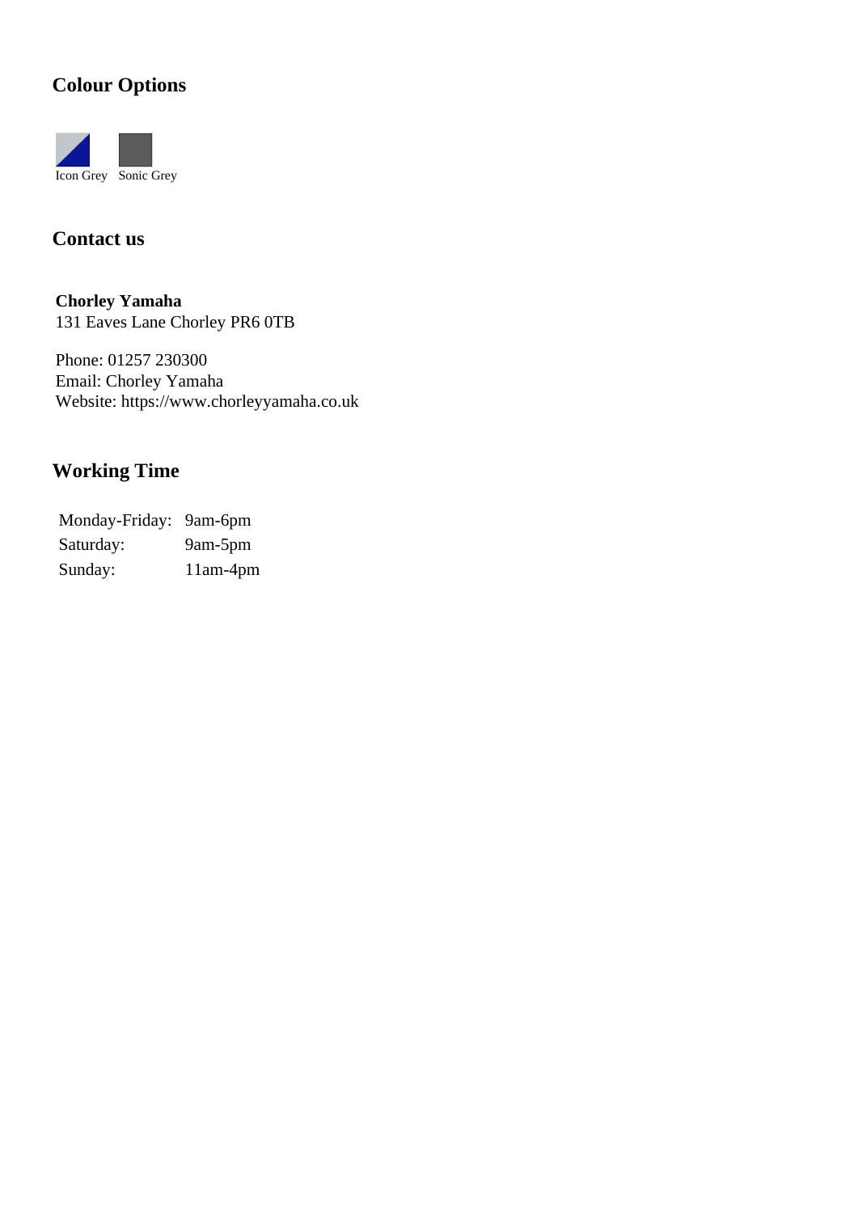## Colour Options

Icon Grey   Sonic Grey

## Contact us

**Chorley Yamaha**
131 Eaves Lane Chorley PR6 0TB

Phone: 01257 230300
Email: Chorley Yamaha
Website: https://www.chorleyyamaha.co.uk

## Working Time

| | |
|---|---|
| Monday-Friday: | 9am-6pm |
| Saturday: | 9am-5pm |
| Sunday: | 11am-4pm |